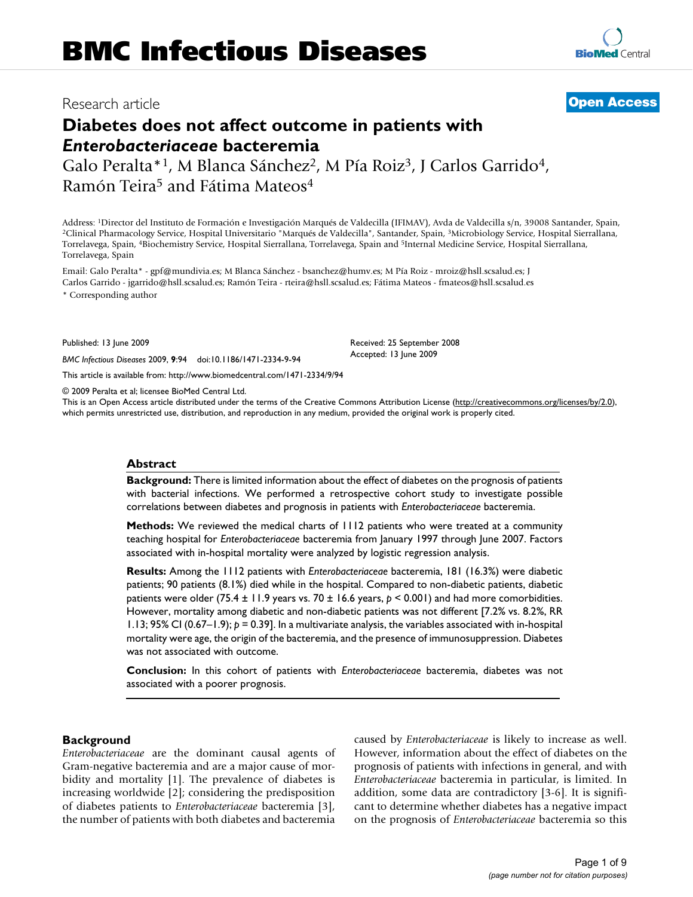Research article

**Open Access**

# Diabetes does not affect outcome in patients with *Enterobacteriaceae* bacteremia

Galo Peralta*[1], M Blanca Sánchez[2], M Pía Roiz[3], J Carlos Garrido[4], Ramón Teira[5] and Fátima Mateos[4]

Address: [1]Director del Instituto de Formación e Investigación Marqués de Valdecilla (IFIMAV), Avda de Valdecilla s/n, 39008 Santander, Spain, [2]Clinical Pharmacology Service, Hospital Universitario "Marqués de Valdecilla", Santander, Spain, [3]Microbiology Service, Hospital Sierrallana, Torrelavega, Spain, [4]Biochemistry Service, Hospital Sierrallana, Torrelavega, Spain and [5]Internal Medicine Service, Hospital Sierrallana, Torrelavega, Spain

Email: Galo Peralta* - gpf@mundivia.es; M Blanca Sánchez - bsanchez@humv.es; M Pía Roiz - mroiz@hsll.scsalud.es; J Carlos Garrido - jgarrido@hsll.scsalud.es; Ramón Teira - rteira@hsll.scsalud.es; Fátima Mateos - fmateos@hsll.scsalud.es

* Corresponding author

Published: 13 June 2009

*BMC Infectious Diseases* 2009, **9**:94 doi:10.1186/1471-2334-9-94

Received: 25 September 2008
Accepted: 13 June 2009

This article is available from: http://www.biomedcentral.com/1471-2334/9/94

© 2009 Peralta et al; licensee BioMed Central Ltd.
This is an Open Access article distributed under the terms of the Creative Commons Attribution License (http://creativecommons.org/licenses/by/2.0), which permits unrestricted use, distribution, and reproduction in any medium, provided the original work is properly cited.

## Abstract

**Background:** There is limited information about the effect of diabetes on the prognosis of patients with bacterial infections. We performed a retrospective cohort study to investigate possible correlations between diabetes and prognosis in patients with *Enterobacteriaceae* bacteremia.

**Methods:** We reviewed the medical charts of 1112 patients who were treated at a community teaching hospital for *Enterobacteriaceae* bacteremia from January 1997 through June 2007. Factors associated with in-hospital mortality were analyzed by logistic regression analysis.

**Results:** Among the 1112 patients with *Enterobacteriaceae* bacteremia, 181 (16.3%) were diabetic patients; 90 patients (8.1%) died while in the hospital. Compared to non-diabetic patients, diabetic patients were older (75.4 ± 11.9 years vs. 70 ± 16.6 years, $p < 0.001$) and had more comorbidities. However, mortality among diabetic and non-diabetic patients was not different [7.2% vs. 8.2%, RR 1.13; 95% CI (0.67–1.9); $p = 0.39$]. In a multivariate analysis, the variables associated with in-hospital mortality were age, the origin of the bacteremia, and the presence of immunosuppression. Diabetes was not associated with outcome.

**Conclusion:** In this cohort of patients with *Enterobacteriaceae* bacteremia, diabetes was not associated with a poorer prognosis.

## Background

*Enterobacteriaceae* are the dominant causal agents of Gram-negative bacteremia and are a major cause of morbidity and mortality [1]. The prevalence of diabetes is increasing worldwide [2]; considering the predisposition of diabetes patients to *Enterobacteriaceae* bacteremia [3], the number of patients with both diabetes and bacteremia caused by *Enterobacteriaceae* is likely to increase as well. However, information about the effect of diabetes on the prognosis of patients with infections in general, and with *Enterobacteriaceae* bacteremia in particular, is limited. In addition, some data are contradictory [3-6]. It is significant to determine whether diabetes has a negative impact on the prognosis of *Enterobacteriaceae* bacteremia so this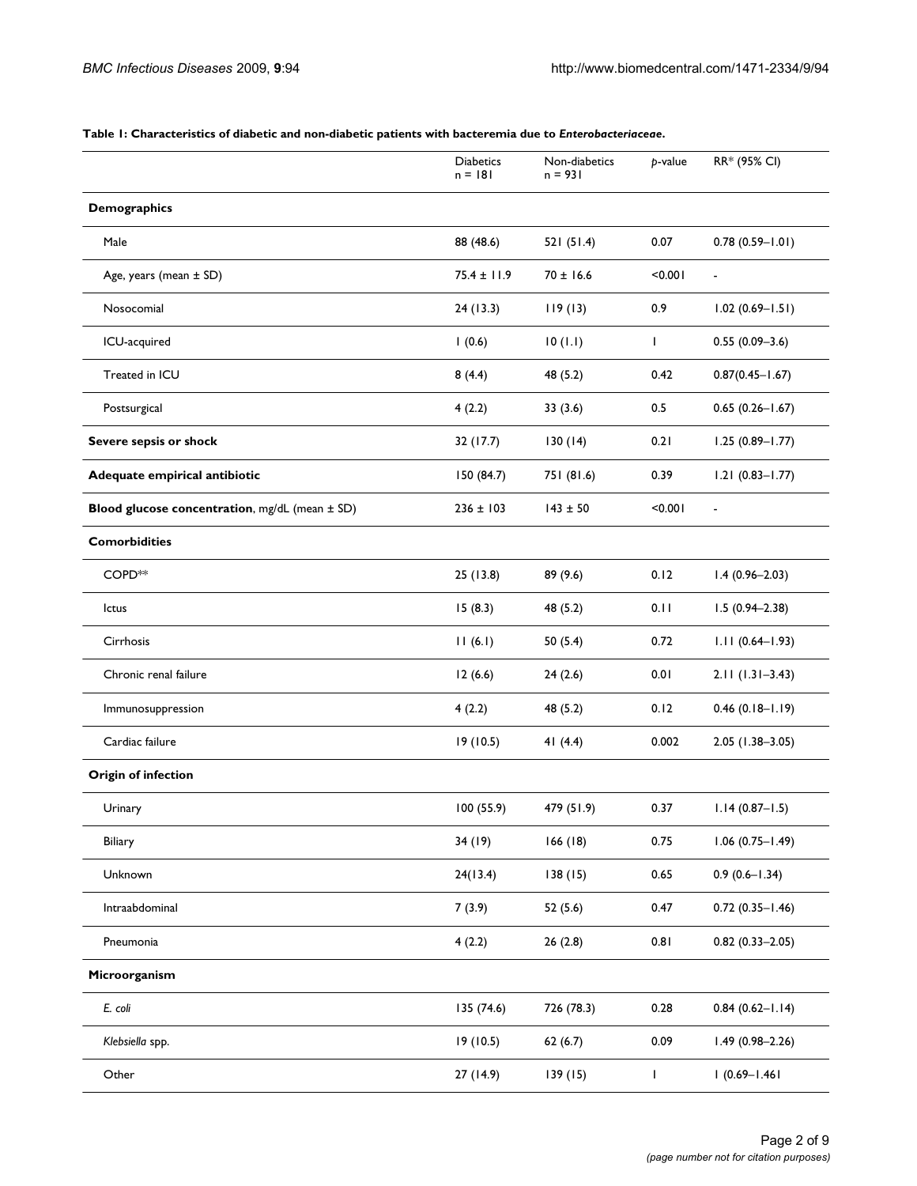**Table 1: Characteristics of diabetic and non-diabetic patients with bacteremia due to *Enterobacteriaceae*.**

| | Diabetics n = 181 | Non-diabetics n = 931 | *p*-value | RR* (95% CI) |
|---|---|---|---|---|
| **Demographics** | | | | |
| Male | 88 (48.6) | 521 (51.4) | 0.07 | 0.78 (0.59–1.01) |
| Age, years (mean ± SD) | 75.4 ± 11.9 | 70 ± 16.6 | <0.001 | - |
| Nosocomial | 24 (13.3) | 119 (13) | 0.9 | 1.02 (0.69–1.51) |
| ICU-acquired | 1 (0.6) | 10 (1.1) | 1 | 0.55 (0.09–3.6) |
| Treated in ICU | 8 (4.4) | 48 (5.2) | 0.42 | 0.87(0.45–1.67) |
| Postsurgical | 4 (2.2) | 33 (3.6) | 0.5 | 0.65 (0.26–1.67) |
| **Severe sepsis or shock** | 32 (17.7) | 130 (14) | 0.21 | 1.25 (0.89–1.77) |
| **Adequate empirical antibiotic** | 150 (84.7) | 751 (81.6) | 0.39 | 1.21 (0.83–1.77) |
| **Blood glucose concentration**, mg/dL (mean ± SD) | 236 ± 103 | 143 ± 50 | <0.001 | - |
| **Comorbidities** | | | | |
| COPD** | 25 (13.8) | 89 (9.6) | 0.12 | 1.4 (0.96–2.03) |
| Ictus | 15 (8.3) | 48 (5.2) | 0.11 | 1.5 (0.94–2.38) |
| Cirrhosis | 11 (6.1) | 50 (5.4) | 0.72 | 1.11 (0.64–1.93) |
| Chronic renal failure | 12 (6.6) | 24 (2.6) | 0.01 | 2.11 (1.31–3.43) |
| Immunosuppression | 4 (2.2) | 48 (5.2) | 0.12 | 0.46 (0.18–1.19) |
| Cardiac failure | 19 (10.5) | 41 (4.4) | 0.002 | 2.05 (1.38–3.05) |
| **Origin of infection** | | | | |
| Urinary | 100 (55.9) | 479 (51.9) | 0.37 | 1.14 (0.87–1.5) |
| Biliary | 34 (19) | 166 (18) | 0.75 | 1.06 (0.75–1.49) |
| Unknown | 24(13.4) | 138 (15) | 0.65 | 0.9 (0.6–1.34) |
| Intraabdominal | 7 (3.9) | 52 (5.6) | 0.47 | 0.72 (0.35–1.46) |
| Pneumonia | 4 (2.2) | 26 (2.8) | 0.81 | 0.82 (0.33–2.05) |
| **Microorganism** | | | | |
| *E. coli* | 135 (74.6) | 726 (78.3) | 0.28 | 0.84 (0.62–1.14) |
| *Klebsiella* spp. | 19 (10.5) | 62 (6.7) | 0.09 | 1.49 (0.98–2.26) |
| Other | 27 (14.9) | 139 (15) | 1 | 1 (0.69–1.461 |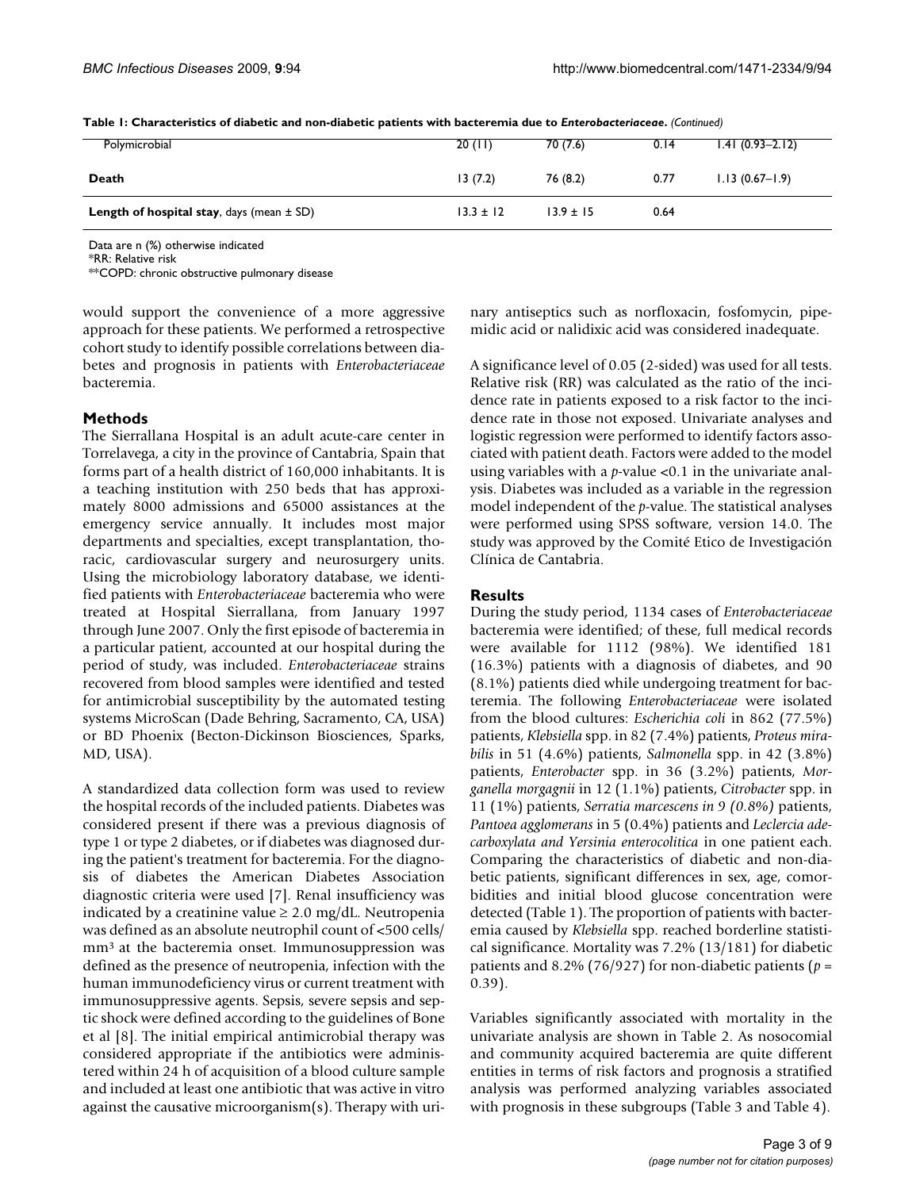**Table 1: Characteristics of diabetic and non-diabetic patients with bacteremia due to *Enterobacteriaceae*.** *(Continued)*

| | | | | |
|---|---|---|---|---|
| Polymicrobial | 20 (11) | 70 (7.6) | 0.14 | 1.41 (0.93–2.12) |
| **Death** | 13 (7.2) | 76 (8.2) | 0.77 | 1.13 (0.67–1.9) |
| **Length of hospital stay**, days (mean ± SD) | 13.3 ± 12 | 13.9 ± 15 | 0.64 | |

Data are n (%) otherwise indicated
*RR: Relative risk
**COPD: chronic obstructive pulmonary disease

would support the convenience of a more aggressive approach for these patients. We performed a retrospective cohort study to identify possible correlations between diabetes and prognosis in patients with *Enterobacteriaceae* bacteremia.

## Methods

The Sierrallana Hospital is an adult acute-care center in Torrelavega, a city in the province of Cantabria, Spain that forms part of a health district of 160,000 inhabitants. It is a teaching institution with 250 beds that has approximately 8000 admissions and 65000 assistances at the emergency service annually. It includes most major departments and specialties, except transplantation, thoracic, cardiovascular surgery and neurosurgery units. Using the microbiology laboratory database, we identified patients with *Enterobacteriaceae* bacteremia who were treated at Hospital Sierrallana, from January 1997 through June 2007. Only the first episode of bacteremia in a particular patient, accounted at our hospital during the period of study, was included. *Enterobacteriaceae* strains recovered from blood samples were identified and tested for antimicrobial susceptibility by the automated testing systems MicroScan (Dade Behring, Sacramento, CA, USA) or BD Phoenix (Becton-Dickinson Biosciences, Sparks, MD, USA).

A standardized data collection form was used to review the hospital records of the included patients. Diabetes was considered present if there was a previous diagnosis of type 1 or type 2 diabetes, or if diabetes was diagnosed during the patient's treatment for bacteremia. For the diagnosis of diabetes the American Diabetes Association diagnostic criteria were used [7]. Renal insufficiency was indicated by a creatinine value ≥ 2.0 mg/dL. Neutropenia was defined as an absolute neutrophil count of <500 cells/mm$^3$ at the bacteremia onset. Immunosuppression was defined as the presence of neutropenia, infection with the human immunodeficiency virus or current treatment with immunosuppressive agents. Sepsis, severe sepsis and septic shock were defined according to the guidelines of Bone et al [8]. The initial empirical antimicrobial therapy was considered appropriate if the antibiotics were administered within 24 h of acquisition of a blood culture sample and included at least one antibiotic that was active in vitro against the causative microorganism(s). Therapy with urinary antiseptics such as norfloxacin, fosfomycin, pipemidic acid or nalidixic acid was considered inadequate.

A significance level of 0.05 (2-sided) was used for all tests. Relative risk (RR) was calculated as the ratio of the incidence rate in patients exposed to a risk factor to the incidence rate in those not exposed. Univariate analyses and logistic regression were performed to identify factors associated with patient death. Factors were added to the model using variables with a *p*-value <0.1 in the univariate analysis. Diabetes was included as a variable in the regression model independent of the *p*-value. The statistical analyses were performed using SPSS software, version 14.0. The study was approved by the Comité Etico de Investigación Clínica de Cantabria.

## Results

During the study period, 1134 cases of *Enterobacteriaceae* bacteremia were identified; of these, full medical records were available for 1112 (98%). We identified 181 (16.3%) patients with a diagnosis of diabetes, and 90 (8.1%) patients died while undergoing treatment for bacteremia. The following *Enterobacteriaceae* were isolated from the blood cultures: *Escherichia coli* in 862 (77.5%) patients, *Klebsiella* spp. in 82 (7.4%) patients, *Proteus mirabilis* in 51 (4.6%) patients, *Salmonella* spp. in 42 (3.8%) patients, *Enterobacter* spp. in 36 (3.2%) patients, *Morganella morgagnii* in 12 (1.1%) patients, *Citrobacter* spp. in 11 (1%) patients, *Serratia marcescens in 9 (0.8%)* patients, *Pantoea agglomerans* in 5 (0.4%) patients and *Leclercia adecarboxylata and Yersinia enterocolitica* in one patient each. Comparing the characteristics of diabetic and non-diabetic patients, significant differences in sex, age, comorbidities and initial blood glucose concentration were detected (Table 1). The proportion of patients with bacteremia caused by *Klebsiella* spp. reached borderline statistical significance. Mortality was 7.2% (13/181) for diabetic patients and 8.2% (76/927) for non-diabetic patients ($p = 0.39$).

Variables significantly associated with mortality in the univariate analysis are shown in Table 2. As nosocomial and community acquired bacteremia are quite different entities in terms of risk factors and prognosis a stratified analysis was performed analyzing variables associated with prognosis in these subgroups (Table 3 and Table 4).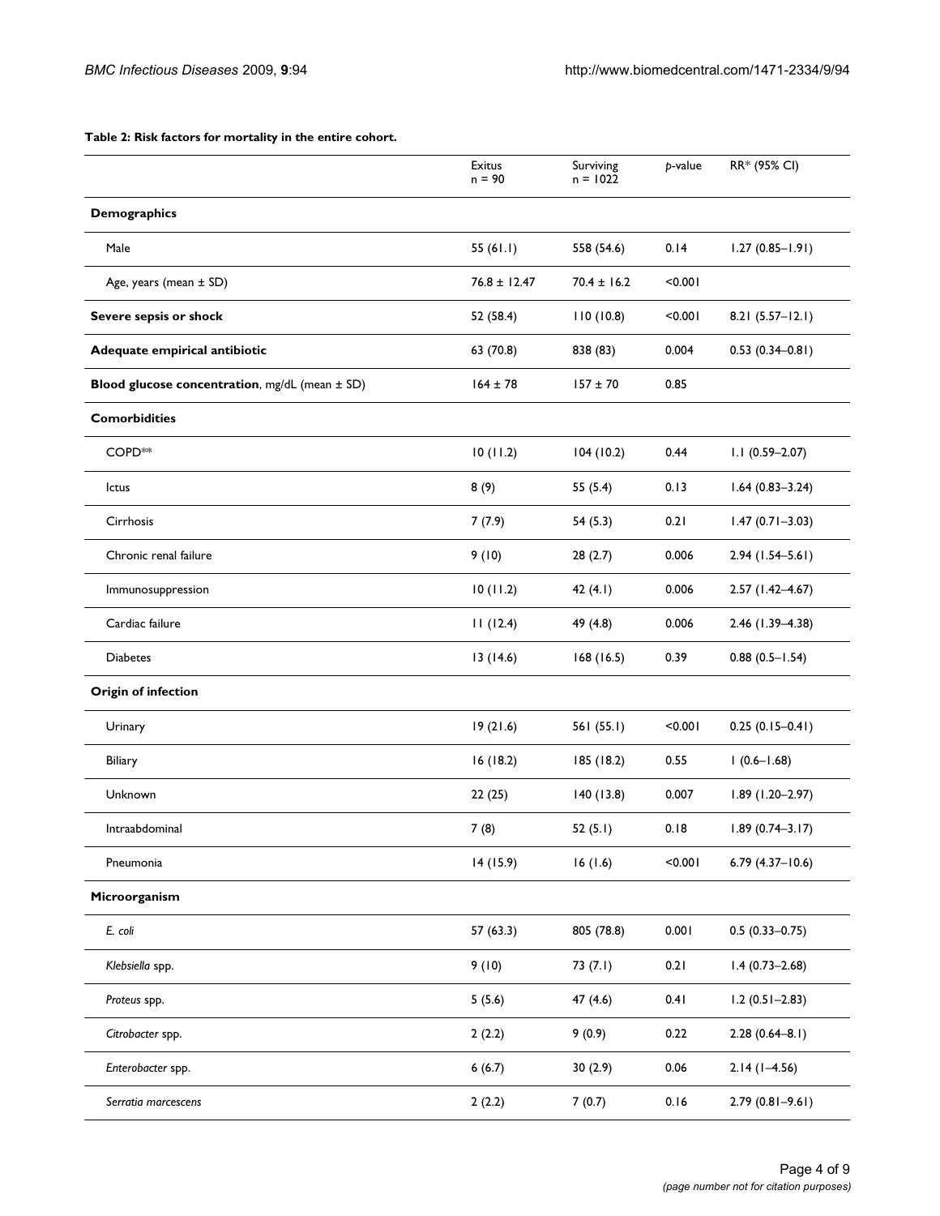**Table 2: Risk factors for mortality in the entire cohort.**

| | Exitus n = 90 | Surviving n = 1022 | *p*-value | RR* (95% CI) |
|---|---|---|---|---|
| **Demographics** | | | | |
| Male | 55 (61.1) | 558 (54.6) | 0.14 | 1.27 (0.85–1.91) |
| Age, years (mean ± SD) | 76.8 ± 12.47 | 70.4 ± 16.2 | <0.001 | |
| **Severe sepsis or shock** | 52 (58.4) | 110 (10.8) | <0.001 | 8.21 (5.57–12.1) |
| **Adequate empirical antibiotic** | 63 (70.8) | 838 (83) | 0.004 | 0.53 (0.34–0.81) |
| **Blood glucose concentration**, mg/dL (mean ± SD) | 164 ± 78 | 157 ± 70 | 0.85 | |
| **Comorbidities** | | | | |
| COPD** | 10 (11.2) | 104 (10.2) | 0.44 | 1.1 (0.59–2.07) |
| Ictus | 8 (9) | 55 (5.4) | 0.13 | 1.64 (0.83–3.24) |
| Cirrhosis | 7 (7.9) | 54 (5.3) | 0.21 | 1.47 (0.71–3.03) |
| Chronic renal failure | 9 (10) | 28 (2.7) | 0.006 | 2.94 (1.54–5.61) |
| Immunosuppression | 10 (11.2) | 42 (4.1) | 0.006 | 2.57 (1.42–4.67) |
| Cardiac failure | 11 (12.4) | 49 (4.8) | 0.006 | 2.46 (1.39–4.38) |
| Diabetes | 13 (14.6) | 168 (16.5) | 0.39 | 0.88 (0.5–1.54) |
| **Origin of infection** | | | | |
| Urinary | 19 (21.6) | 561 (55.1) | <0.001 | 0.25 (0.15–0.41) |
| Biliary | 16 (18.2) | 185 (18.2) | 0.55 | 1 (0.6–1.68) |
| Unknown | 22 (25) | 140 (13.8) | 0.007 | 1.89 (1.20–2.97) |
| Intraabdominal | 7 (8) | 52 (5.1) | 0.18 | 1.89 (0.74–3.17) |
| Pneumonia | 14 (15.9) | 16 (1.6) | <0.001 | 6.79 (4.37–10.6) |
| **Microorganism** | | | | |
| *E. coli* | 57 (63.3) | 805 (78.8) | 0.001 | 0.5 (0.33–0.75) |
| *Klebsiella* spp. | 9 (10) | 73 (7.1) | 0.21 | 1.4 (0.73–2.68) |
| *Proteus* spp. | 5 (5.6) | 47 (4.6) | 0.41 | 1.2 (0.51–2.83) |
| *Citrobacter* spp. | 2 (2.2) | 9 (0.9) | 0.22 | 2.28 (0.64–8.1) |
| *Enterobacter* spp. | 6 (6.7) | 30 (2.9) | 0.06 | 2.14 (1–4.56) |
| *Serratia marcescens* | 2 (2.2) | 7 (0.7) | 0.16 | 2.79 (0.81–9.61) |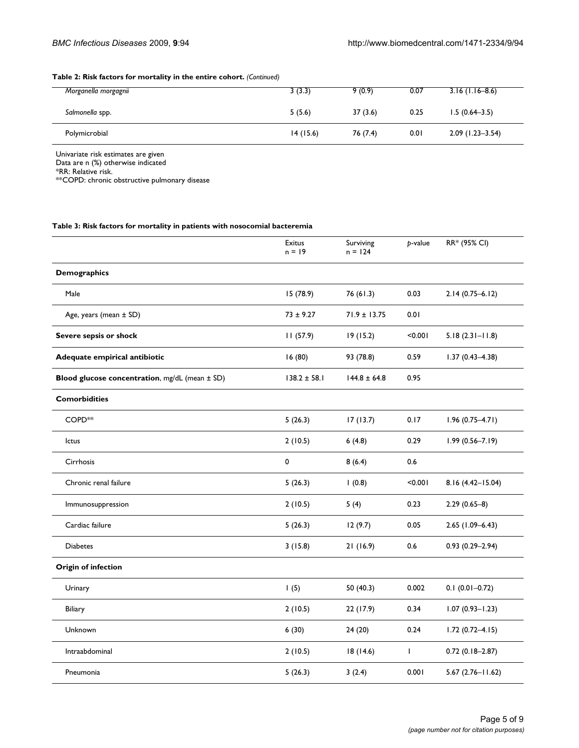**Table 2: Risk factors for mortality in the entire cohort.** *(Continued)*

| | | | | |
|---|---|---|---|---|
| *Morganella morgagnii* | 3 (3.3) | 9 (0.9) | 0.07 | 3.16 (1.16–8.6) |
| *Salmonella* spp. | 5 (5.6) | 37 (3.6) | 0.25 | 1.5 (0.64–3.5) |
| Polymicrobial | 14 (15.6) | 76 (7.4) | 0.01 | 2.09 (1.23–3.54) |

Univariate risk estimates are given
Data are n (%) otherwise indicated
*RR: Relative risk.
**COPD: chronic obstructive pulmonary disease

**Table 3: Risk factors for mortality in patients with nosocomial bacteremia**

| | Exitus n = 19 | Surviving n = 124 | *p*-value | RR* (95% CI) |
|---|---|---|---|---|
| **Demographics** | | | | |
| Male | 15 (78.9) | 76 (61.3) | 0.03 | 2.14 (0.75–6.12) |
| Age, years (mean ± SD) | 73 ± 9.27 | 71.9 ± 13.75 | 0.01 | |
| **Severe sepsis or shock** | 11 (57.9) | 19 (15.2) | <0.001 | 5.18 (2.31–11.8) |
| **Adequate empirical antibiotic** | 16 (80) | 93 (78.8) | 0.59 | 1.37 (0.43–4.38) |
| **Blood glucose concentration**, mg/dL (mean ± SD) | 138.2 ± 58.1 | 144.8 ± 64.8 | 0.95 | |
| **Comorbidities** | | | | |
| COPD** | 5 (26.3) | 17 (13.7) | 0.17 | 1.96 (0.75–4.71) |
| Ictus | 2 (10.5) | 6 (4.8) | 0.29 | 1.99 (0.56–7.19) |
| Cirrhosis | 0 | 8 (6.4) | 0.6 | |
| Chronic renal failure | 5 (26.3) | 1 (0.8) | <0.001 | 8.16 (4.42–15.04) |
| Immunosuppression | 2 (10.5) | 5 (4) | 0.23 | 2.29 (0.65–8) |
| Cardiac failure | 5 (26.3) | 12 (9.7) | 0.05 | 2.65 (1.09–6.43) |
| Diabetes | 3 (15.8) | 21 (16.9) | 0.6 | 0.93 (0.29–2.94) |
| **Origin of infection** | | | | |
| Urinary | 1 (5) | 50 (40.3) | 0.002 | 0.1 (0.01–0.72) |
| Biliary | 2 (10.5) | 22 (17.9) | 0.34 | 1.07 (0.93–1.23) |
| Unknown | 6 (30) | 24 (20) | 0.24 | 1.72 (0.72–4.15) |
| Intraabdominal | 2 (10.5) | 18 (14.6) | 1 | 0.72 (0.18–2.87) |
| Pneumonia | 5 (26.3) | 3 (2.4) | 0.001 | 5.67 (2.76–11.62) |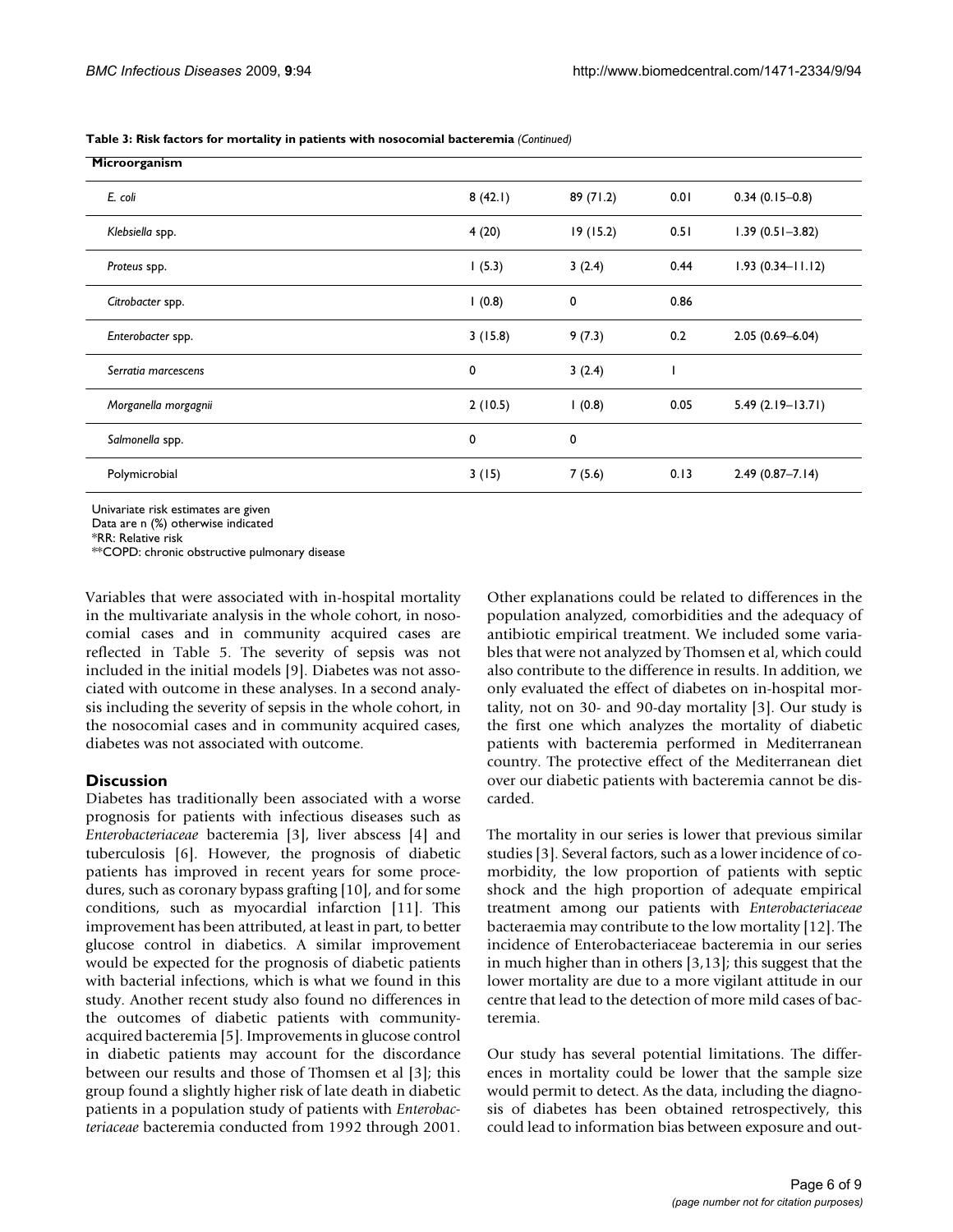**Table 3: Risk factors for mortality in patients with nosocomial bacteremia** *(Continued)*

| Microorganism | | | | |
|---|---|---|---|---|
| *E. coli* | 8 (42.1) | 89 (71.2) | 0.01 | 0.34 (0.15–0.8) |
| *Klebsiella* spp. | 4 (20) | 19 (15.2) | 0.51 | 1.39 (0.51–3.82) |
| *Proteus* spp. | 1 (5.3) | 3 (2.4) | 0.44 | 1.93 (0.34–11.12) |
| *Citrobacter* spp. | 1 (0.8) | 0 | 0.86 | |
| *Enterobacter* spp. | 3 (15.8) | 9 (7.3) | 0.2 | 2.05 (0.69–6.04) |
| *Serratia marcescens* | 0 | 3 (2.4) | 1 | |
| *Morganella morgagnii* | 2 (10.5) | 1 (0.8) | 0.05 | 5.49 (2.19–13.71) |
| *Salmonella* spp. | 0 | 0 | | |
| Polymicrobial | 3 (15) | 7 (5.6) | 0.13 | 2.49 (0.87–7.14) |

Univariate risk estimates are given
Data are n (%) otherwise indicated
*RR: Relative risk
**COPD: chronic obstructive pulmonary disease

Variables that were associated with in-hospital mortality in the multivariate analysis in the whole cohort, in nosocomial cases and in community acquired cases are reflected in Table 5. The severity of sepsis was not included in the initial models [9]. Diabetes was not associated with outcome in these analyses. In a second analysis including the severity of sepsis in the whole cohort, in the nosocomial cases and in community acquired cases, diabetes was not associated with outcome.

## Discussion

Diabetes has traditionally been associated with a worse prognosis for patients with infectious diseases such as *Enterobacteriaceae* bacteremia [3], liver abscess [4] and tuberculosis [6]. However, the prognosis of diabetic patients has improved in recent years for some procedures, such as coronary bypass grafting [10], and for some conditions, such as myocardial infarction [11]. This improvement has been attributed, at least in part, to better glucose control in diabetics. A similar improvement would be expected for the prognosis of diabetic patients with bacterial infections, which is what we found in this study. Another recent study also found no differences in the outcomes of diabetic patients with community-acquired bacteremia [5]. Improvements in glucose control in diabetic patients may account for the discordance between our results and those of Thomsen et al [3]; this group found a slightly higher risk of late death in diabetic patients in a population study of patients with *Enterobacteriaceae* bacteremia conducted from 1992 through 2001. Other explanations could be related to differences in the population analyzed, comorbidities and the adequacy of antibiotic empirical treatment. We included some variables that were not analyzed by Thomsen et al, which could also contribute to the difference in results. In addition, we only evaluated the effect of diabetes on in-hospital mortality, not on 30- and 90-day mortality [3]. Our study is the first one which analyzes the mortality of diabetic patients with bacteremia performed in Mediterranean country. The protective effect of the Mediterranean diet over our diabetic patients with bacteremia cannot be discarded.

The mortality in our series is lower that previous similar studies [3]. Several factors, such as a lower incidence of comorbidity, the low proportion of patients with septic shock and the high proportion of adequate empirical treatment among our patients with *Enterobacteriaceae* bacteraemia may contribute to the low mortality [12]. The incidence of Enterobacteriaceae bacteremia in our series in much higher than in others [3,13]; this suggest that the lower mortality are due to a more vigilant attitude in our centre that lead to the detection of more mild cases of bacteremia.

Our study has several potential limitations. The differences in mortality could be lower that the sample size would permit to detect. As the data, including the diagnosis of diabetes has been obtained retrospectively, this could lead to information bias between exposure and out-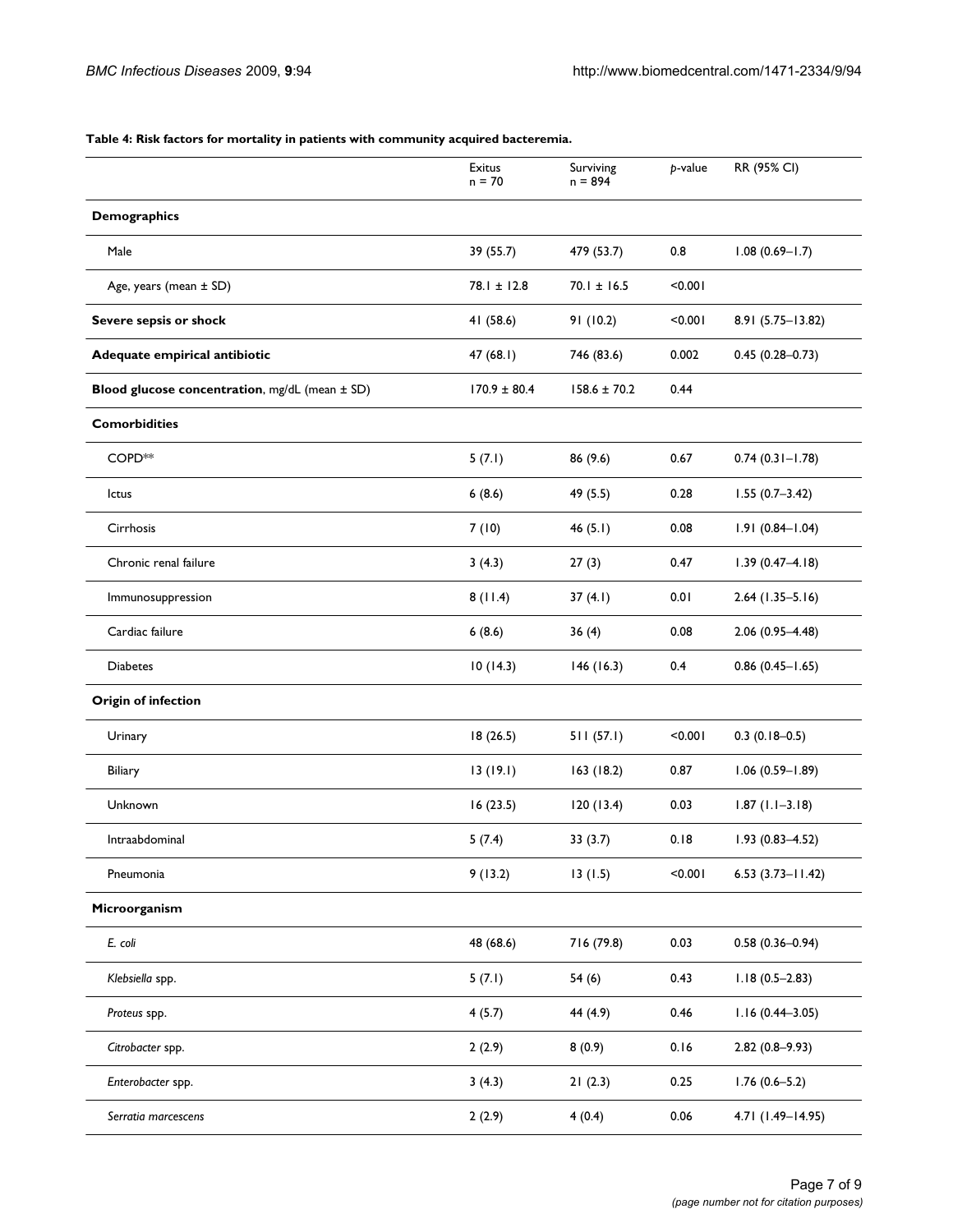**Table 4: Risk factors for mortality in patients with community acquired bacteremia.**

| | Exitus n = 70 | Surviving n = 894 | *p*-value | RR (95% CI) |
|---|---|---|---|---|
| **Demographics** | | | | |
| Male | 39 (55.7) | 479 (53.7) | 0.8 | 1.08 (0.69–1.7) |
| Age, years (mean ± SD) | 78.1 ± 12.8 | 70.1 ± 16.5 | <0.001 | |
| **Severe sepsis or shock** | 41 (58.6) | 91 (10.2) | <0.001 | 8.91 (5.75–13.82) |
| **Adequate empirical antibiotic** | 47 (68.1) | 746 (83.6) | 0.002 | 0.45 (0.28–0.73) |
| **Blood glucose concentration**, mg/dL (mean ± SD) | 170.9 ± 80.4 | 158.6 ± 70.2 | 0.44 | |
| **Comorbidities** | | | | |
| COPD** | 5 (7.1) | 86 (9.6) | 0.67 | 0.74 (0.31–1.78) |
| Ictus | 6 (8.6) | 49 (5.5) | 0.28 | 1.55 (0.7–3.42) |
| Cirrhosis | 7 (10) | 46 (5.1) | 0.08 | 1.91 (0.84–1.04) |
| Chronic renal failure | 3 (4.3) | 27 (3) | 0.47 | 1.39 (0.47–4.18) |
| Immunosuppression | 8 (11.4) | 37 (4.1) | 0.01 | 2.64 (1.35–5.16) |
| Cardiac failure | 6 (8.6) | 36 (4) | 0.08 | 2.06 (0.95–4.48) |
| Diabetes | 10 (14.3) | 146 (16.3) | 0.4 | 0.86 (0.45–1.65) |
| **Origin of infection** | | | | |
| Urinary | 18 (26.5) | 511 (57.1) | <0.001 | 0.3 (0.18–0.5) |
| Biliary | 13 (19.1) | 163 (18.2) | 0.87 | 1.06 (0.59–1.89) |
| Unknown | 16 (23.5) | 120 (13.4) | 0.03 | 1.87 (1.1–3.18) |
| Intraabdominal | 5 (7.4) | 33 (3.7) | 0.18 | 1.93 (0.83–4.52) |
| Pneumonia | 9 (13.2) | 13 (1.5) | <0.001 | 6.53 (3.73–11.42) |
| **Microorganism** | | | | |
| *E. coli* | 48 (68.6) | 716 (79.8) | 0.03 | 0.58 (0.36–0.94) |
| *Klebsiella* spp. | 5 (7.1) | 54 (6) | 0.43 | 1.18 (0.5–2.83) |
| *Proteus* spp. | 4 (5.7) | 44 (4.9) | 0.46 | 1.16 (0.44–3.05) |
| *Citrobacter* spp. | 2 (2.9) | 8 (0.9) | 0.16 | 2.82 (0.8–9.93) |
| *Enterobacter* spp. | 3 (4.3) | 21 (2.3) | 0.25 | 1.76 (0.6–5.2) |
| *Serratia marcescens* | 2 (2.9) | 4 (0.4) | 0.06 | 4.71 (1.49–14.95) |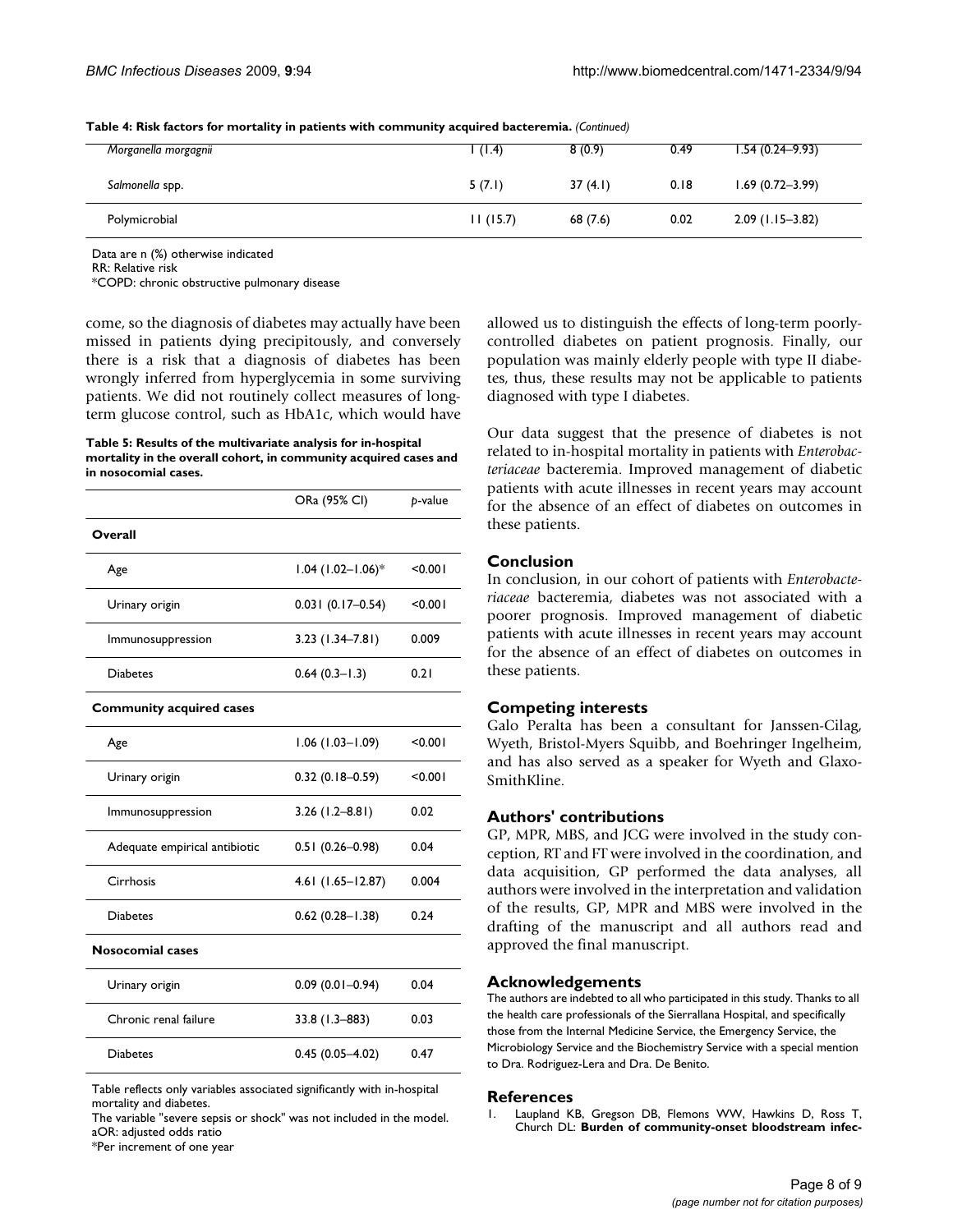**Table 4: Risk factors for mortality in patients with community acquired bacteremia.** *(Continued)*

| | | | | |
|---|---|---|---|---|
| *Morganella morgagnii* | 1 (1.4) | 8 (0.9) | 0.49 | 1.54 (0.24–9.93) |
| *Salmonella* spp. | 5 (7.1) | 37 (4.1) | 0.18 | 1.69 (0.72–3.99) |
| Polymicrobial | 11 (15.7) | 68 (7.6) | 0.02 | 2.09 (1.15–3.82) |

Data are n (%) otherwise indicated
RR: Relative risk
*COPD: chronic obstructive pulmonary disease

come, so the diagnosis of diabetes may actually have been missed in patients dying precipitously, and conversely there is a risk that a diagnosis of diabetes has been wrongly inferred from hyperglycemia in some surviving patients. We did not routinely collect measures of long-term glucose control, such as HbA1c, which would have allowed us to distinguish the effects of long-term poorly-controlled diabetes on patient prognosis. Finally, our population was mainly elderly people with type II diabetes, thus, these results may not be applicable to patients diagnosed with type I diabetes.

**Table 5: Results of the multivariate analysis for in-hospital mortality in the overall cohort, in community acquired cases and in nosocomial cases.**

| | ORa (95% CI) | *p*-value |
|---|---|---|
| **Overall** | | |
| Age | 1.04 (1.02–1.06)* | <0.001 |
| Urinary origin | 0.031 (0.17–0.54) | <0.001 |
| Immunosuppression | 3.23 (1.34–7.81) | 0.009 |
| Diabetes | 0.64 (0.3–1.3) | 0.21 |
| **Community acquired cases** | | |
| Age | 1.06 (1.03–1.09) | <0.001 |
| Urinary origin | 0.32 (0.18–0.59) | <0.001 |
| Immunosuppression | 3.26 (1.2–8.81) | 0.02 |
| Adequate empirical antibiotic | 0.51 (0.26–0.98) | 0.04 |
| Cirrhosis | 4.61 (1.65–12.87) | 0.004 |
| Diabetes | 0.62 (0.28–1.38) | 0.24 |
| **Nosocomial cases** | | |
| Urinary origin | 0.09 (0.01–0.94) | 0.04 |
| Chronic renal failure | 33.8 (1.3–883) | 0.03 |
| Diabetes | 0.45 (0.05–4.02) | 0.47 |

Table reflects only variables associated significantly with in-hospital mortality and diabetes.
The variable "severe sepsis or shock" was not included in the model.
aOR: adjusted odds ratio
*Per increment of one year

Our data suggest that the presence of diabetes is not related to in-hospital mortality in patients with *Enterobacteriaceae* bacteremia. Improved management of diabetic patients with acute illnesses in recent years may account for the absence of an effect of diabetes on outcomes in these patients.

## Conclusion

In conclusion, in our cohort of patients with *Enterobacteriaceae* bacteremia, diabetes was not associated with a poorer prognosis. Improved management of diabetic patients with acute illnesses in recent years may account for the absence of an effect of diabetes on outcomes in these patients.

## Competing interests

Galo Peralta has been a consultant for Janssen-Cilag, Wyeth, Bristol-Myers Squibb, and Boehringer Ingelheim, and has also served as a speaker for Wyeth and Glaxo-SmithKline.

## Authors' contributions

GP, MPR, MBS, and JCG were involved in the study conception, RT and FT were involved in the coordination, and data acquisition, GP performed the data analyses, all authors were involved in the interpretation and validation of the results, GP, MPR and MBS were involved in the drafting of the manuscript and all authors read and approved the final manuscript.

## Acknowledgements

The authors are indebted to all who participated in this study. Thanks to all the health care professionals of the Sierrallana Hospital, and specifically those from the Internal Medicine Service, the Emergency Service, the Microbiology Service and the Biochemistry Service with a special mention to Dra. Rodriguez-Lera and Dra. De Benito.

## References

1. Laupland KB, Gregson DB, Flemons WW, Hawkins D, Ross T, Church DL: **Burden of community-onset bloodstream infec-**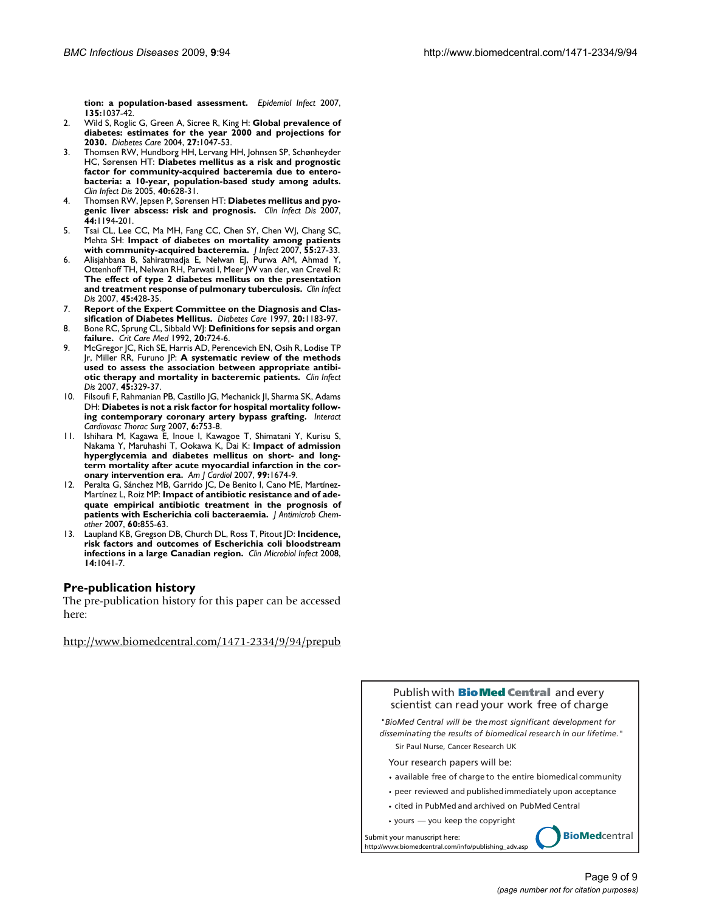tion: a population-based assessment. *Epidemiol Infect* 2007, **135:**1037-42.

2. Wild S, Roglic G, Green A, Sicree R, King H: **Global prevalence of diabetes: estimates for the year 2000 and projections for 2030.** *Diabetes Care* 2004, **27:**1047-53.
3. Thomsen RW, Hundborg HH, Lervang HH, Johnsen SP, Schønheyder HC, Sørensen HT: **Diabetes mellitus as a risk and prognostic factor for community-acquired bacteremia due to enterobacteria: a 10-year, population-based study among adults.** *Clin Infect Dis* 2005, **40:**628-31.
4. Thomsen RW, Jepsen P, Sørensen HT: **Diabetes mellitus and pyogenic liver abscess: risk and prognosis.** *Clin Infect Dis* 2007, **44:**1194-201.
5. Tsai CL, Lee CC, Ma MH, Fang CC, Chen SY, Chen WJ, Chang SC, Mehta SH: **Impact of diabetes on mortality among patients with community-acquired bacteremia.** *J Infect* 2007, **55:**27-33.
6. Alisjahbana B, Sahiratmadja E, Nelwan EJ, Purwa AM, Ahmad Y, Ottenhoff TH, Nelwan RH, Parwati I, Meer JW van der, van Crevel R: **The effect of type 2 diabetes mellitus on the presentation and treatment response of pulmonary tuberculosis.** *Clin Infect Dis* 2007, **45:**428-35.
7. **Report of the Expert Committee on the Diagnosis and Classification of Diabetes Mellitus.** *Diabetes Care* 1997, **20:**1183-97.
8. Bone RC, Sprung CL, Sibbald WJ: **Definitions for sepsis and organ failure.** *Crit Care Med* 1992, **20:**724-6.
9. McGregor JC, Rich SE, Harris AD, Perencevich EN, Osih R, Lodise TP Jr, Miller RR, Furuno JP: **A systematic review of the methods used to assess the association between appropriate antibiotic therapy and mortality in bacteremic patients.** *Clin Infect Dis* 2007, **45:**329-37.
10. Filsoufi F, Rahmanian PB, Castillo JG, Mechanick JI, Sharma SK, Adams DH: **Diabetes is not a risk factor for hospital mortality following contemporary coronary artery bypass grafting.** *Interact Cardiovasc Thorac Surg* 2007, **6:**753-8.
11. Ishihara M, Kagawa E, Inoue I, Kawagoe T, Shimatani Y, Kurisu S, Nakama Y, Maruhashi T, Ookawa K, Dai K: **Impact of admission hyperglycemia and diabetes mellitus on short- and long-term mortality after acute myocardial infarction in the coronary intervention era.** *Am J Cardiol* 2007, **99:**1674-9.
12. Peralta G, Sánchez MB, Garrido JC, De Benito I, Cano ME, Martínez-Martínez L, Roiz MP: **Impact of antibiotic resistance and of adequate empirical antibiotic treatment in the prognosis of patients with Escherichia coli bacteraemia.** *J Antimicrob Chemother* 2007, **60:**855-63.
13. Laupland KB, Gregson DB, Church DL, Ross T, Pitout JD: **Incidence, risk factors and outcomes of Escherichia coli bloodstream infections in a large Canadian region.** *Clin Microbiol Infect* 2008, **14:**1041-7.

## Pre-publication history

The pre-publication history for this paper can be accessed here:

http://www.biomedcentral.com/1471-2334/9/94/prepub

Publish with **BioMed Central** and every scientist can read your work free of charge

*"BioMed Central will be the most significant development for disseminating the results of biomedical research in our lifetime."*

Sir Paul Nurse, Cancer Research UK

Your research papers will be:

- available free of charge to the entire biomedical community
- peer reviewed and published immediately upon acceptance
- cited in PubMed and archived on PubMed Central
- yours — you keep the copyright

Submit your manuscript here:
http://www.biomedcentral.com/info/publishing_adv.asp

**BioMed**central